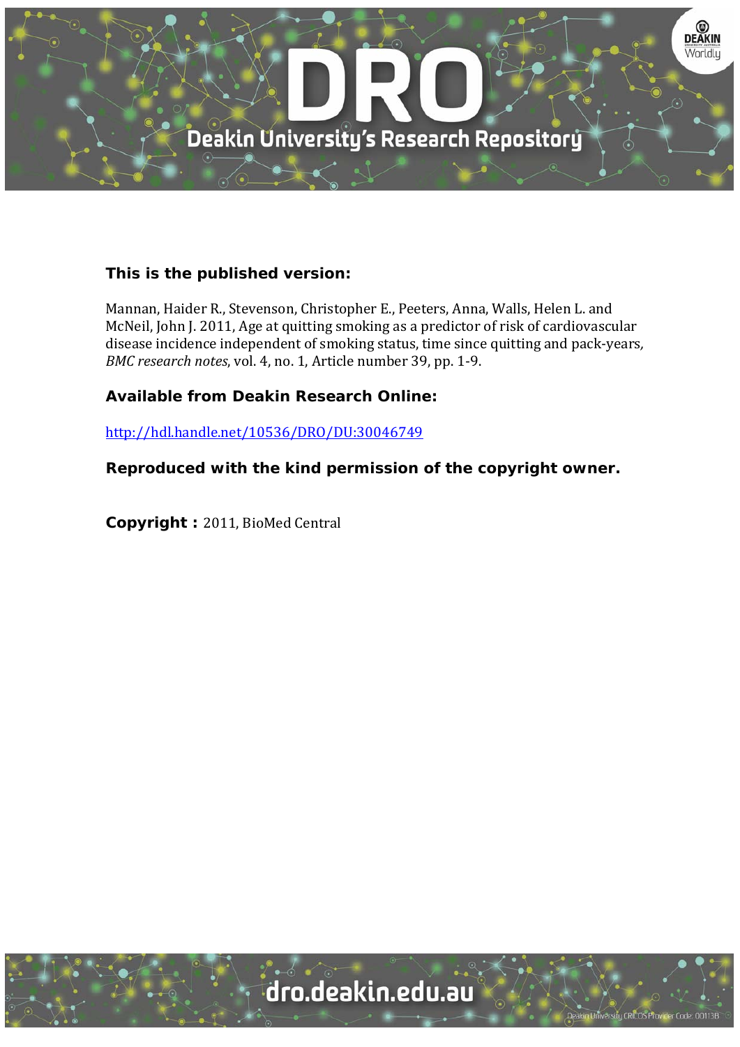**This is the published version:**

Mannan, Haider R., Stevenson, Christopher E., Peeters, Anna, Walls, Helen L. and McNeil, John J. 2011, Age at quitting smoking as a predictor of risk of cardiovascular disease incidence independent of smoking status, time since quitting and pack-years, *BMC research notes*, vol. 4, no. 1, Article number 39, pp. 1-9.

**Available from Deakin Research Online:**

http://hdl.handle.net/10536/DRO/DU:30046749

**Reproduced with the kind permission of the copyright owner.**

**Copyright :** 2011, BioMed Central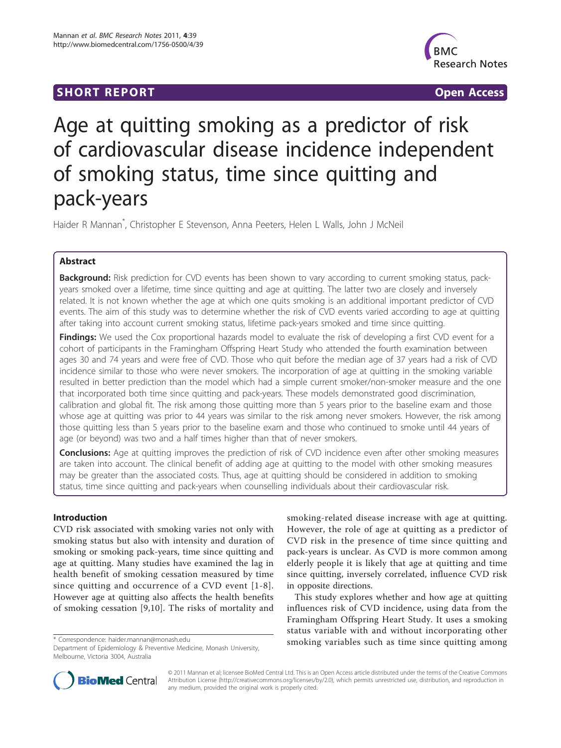Age at quitting smoking as a predictor of risk of cardiovascular disease incidence independent of smoking status, time since quitting and pack-years

Haider R Mannan[*], Christopher E Stevenson, Anna Peeters, Helen L Walls, John J McNeil

## Abstract

**Background:** Risk prediction for CVD events has been shown to vary according to current smoking status, pack-years smoked over a lifetime, time since quitting and age at quitting. The latter two are closely and inversely related. It is not known whether the age at which one quits smoking is an additional important predictor of CVD events. The aim of this study was to determine whether the risk of CVD events varied according to age at quitting after taking into account current smoking status, lifetime pack-years smoked and time since quitting.

**Findings:** We used the Cox proportional hazards model to evaluate the risk of developing a first CVD event for a cohort of participants in the Framingham Offspring Heart Study who attended the fourth examination between ages 30 and 74 years and were free of CVD. Those who quit before the median age of 37 years had a risk of CVD incidence similar to those who were never smokers. The incorporation of age at quitting in the smoking variable resulted in better prediction than the model which had a simple current smoker/non-smoker measure and the one that incorporated both time since quitting and pack-years. These models demonstrated good discrimination, calibration and global fit. The risk among those quitting more than 5 years prior to the baseline exam and those whose age at quitting was prior to 44 years was similar to the risk among never smokers. However, the risk among those quitting less than 5 years prior to the baseline exam and those who continued to smoke until 44 years of age (or beyond) was two and a half times higher than that of never smokers.

**Conclusions:** Age at quitting improves the prediction of risk of CVD incidence even after other smoking measures are taken into account. The clinical benefit of adding age at quitting to the model with other smoking measures may be greater than the associated costs. Thus, age at quitting should be considered in addition to smoking status, time since quitting and pack-years when counselling individuals about their cardiovascular risk.

## Introduction

CVD risk associated with smoking varies not only with smoking status but also with intensity and duration of smoking or smoking pack-years, time since quitting and age at quitting. Many studies have examined the lag in health benefit of smoking cessation measured by time since quitting and occurrence of a CVD event [1-8]. However age at quitting also affects the health benefits of smoking cessation [9,10]. The risks of mortality and smoking-related disease increase with age at quitting. However, the role of age at quitting as a predictor of CVD risk in the presence of time since quitting and pack-years is unclear. As CVD is more common among elderly people it is likely that age at quitting and time since quitting, inversely correlated, influence CVD risk in opposite directions.

This study explores whether and how age at quitting influences risk of CVD incidence, using data from the Framingham Offspring Heart Study. It uses a smoking status variable with and without incorporating other smoking variables such as time since quitting among

* Correspondence: haider.mannan@monash.edu
Department of Epidemiology & Preventive Medicine, Monash University, Melbourne, Victoria 3004, Australia

© 2011 Mannan et al; licensee BioMed Central Ltd. This is an Open Access article distributed under the terms of the Creative Commons Attribution License (http://creativecommons.org/licenses/by/2.0), which permits unrestricted use, distribution, and reproduction in any medium, provided the original work is properly cited.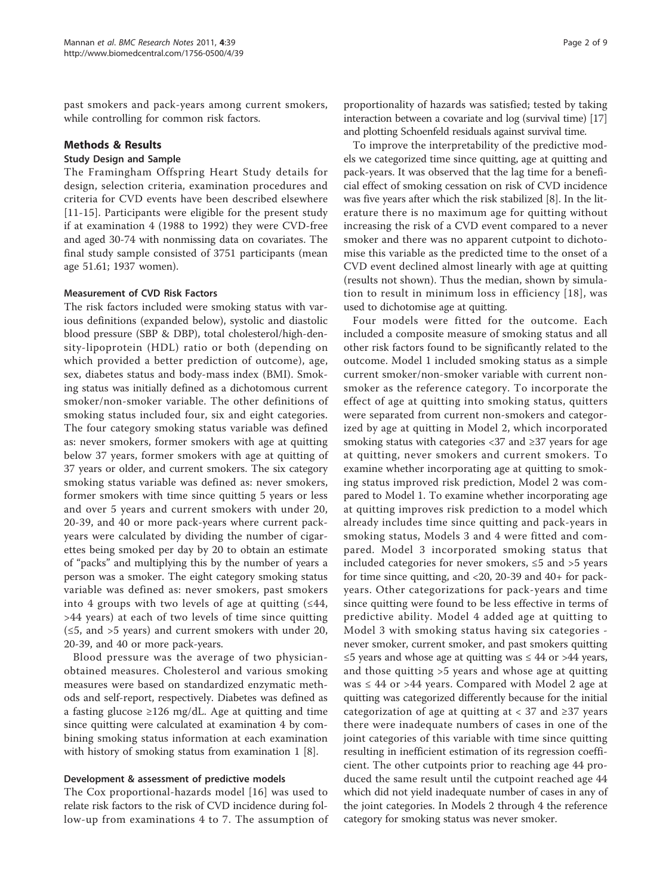past smokers and pack-years among current smokers, while controlling for common risk factors.

## Methods & Results

### Study Design and Sample

The Framingham Offspring Heart Study details for design, selection criteria, examination procedures and criteria for CVD events have been described elsewhere [11-15]. Participants were eligible for the present study if at examination 4 (1988 to 1992) they were CVD-free and aged 30-74 with nonmissing data on covariates. The final study sample consisted of 3751 participants (mean age 51.61; 1937 women).

#### Measurement of CVD Risk Factors

The risk factors included were smoking status with various definitions (expanded below), systolic and diastolic blood pressure (SBP & DBP), total cholesterol/high-density-lipoprotein (HDL) ratio or both (depending on which provided a better prediction of outcome), age, sex, diabetes status and body-mass index (BMI). Smoking status was initially defined as a dichotomous current smoker/non-smoker variable. The other definitions of smoking status included four, six and eight categories. The four category smoking status variable was defined as: never smokers, former smokers with age at quitting below 37 years, former smokers with age at quitting of 37 years or older, and current smokers. The six category smoking status variable was defined as: never smokers, former smokers with time since quitting 5 years or less and over 5 years and current smokers with under 20, 20-39, and 40 or more pack-years where current pack-years were calculated by dividing the number of cigarettes being smoked per day by 20 to obtain an estimate of "packs" and multiplying this by the number of years a person was a smoker. The eight category smoking status variable was defined as: never smokers, past smokers into 4 groups with two levels of age at quitting (≤44, >44 years) at each of two levels of time since quitting (≤5, and >5 years) and current smokers with under 20, 20-39, and 40 or more pack-years.

Blood pressure was the average of two physician-obtained measures. Cholesterol and various smoking measures were based on standardized enzymatic methods and self-report, respectively. Diabetes was defined as a fasting glucose ≥126 mg/dL. Age at quitting and time since quitting were calculated at examination 4 by combining smoking status information at each examination with history of smoking status from examination 1 [8].

#### Development & assessment of predictive models

The Cox proportional-hazards model [16] was used to relate risk factors to the risk of CVD incidence during follow-up from examinations 4 to 7. The assumption of proportionality of hazards was satisfied; tested by taking interaction between a covariate and log (survival time) [17] and plotting Schoenfeld residuals against survival time.

To improve the interpretability of the predictive models we categorized time since quitting, age at quitting and pack-years. It was observed that the lag time for a beneficial effect of smoking cessation on risk of CVD incidence was five years after which the risk stabilized [8]. In the literature there is no maximum age for quitting without increasing the risk of a CVD event compared to a never smoker and there was no apparent cutpoint to dichotomise this variable as the predicted time to the onset of a CVD event declined almost linearly with age at quitting (results not shown). Thus the median, shown by simulation to result in minimum loss in efficiency [18], was used to dichotomise age at quitting.

Four models were fitted for the outcome. Each included a composite measure of smoking status and all other risk factors found to be significantly related to the outcome. Model 1 included smoking status as a simple current smoker/non-smoker variable with current non-smoker as the reference category. To incorporate the effect of age at quitting into smoking status, quitters were separated from current non-smokers and categorized by age at quitting in Model 2, which incorporated smoking status with categories <37 and ≥37 years for age at quitting, never smokers and current smokers. To examine whether incorporating age at quitting to smoking status improved risk prediction, Model 2 was compared to Model 1. To examine whether incorporating age at quitting improves risk prediction to a model which already includes time since quitting and pack-years in smoking status, Models 3 and 4 were fitted and compared. Model 3 incorporated smoking status that included categories for never smokers, ≤5 and >5 years for time since quitting, and <20, 20-39 and 40+ for pack-years. Other categorizations for pack-years and time since quitting were found to be less effective in terms of predictive ability. Model 4 added age at quitting to Model 3 with smoking status having six categories - never smoker, current smoker, and past smokers quitting ≤5 years and whose age at quitting was ≤ 44 or >44 years, and those quitting >5 years and whose age at quitting was ≤ 44 or >44 years. Compared with Model 2 age at quitting was categorized differently because for the initial categorization of age at quitting at < 37 and ≥37 years there were inadequate numbers of cases in one of the joint categories of this variable with time since quitting resulting in inefficient estimation of its regression coefficient. The other cutpoints prior to reaching age 44 produced the same result until the cutpoint reached age 44 which did not yield inadequate number of cases in any of the joint categories. In Models 2 through 4 the reference category for smoking status was never smoker.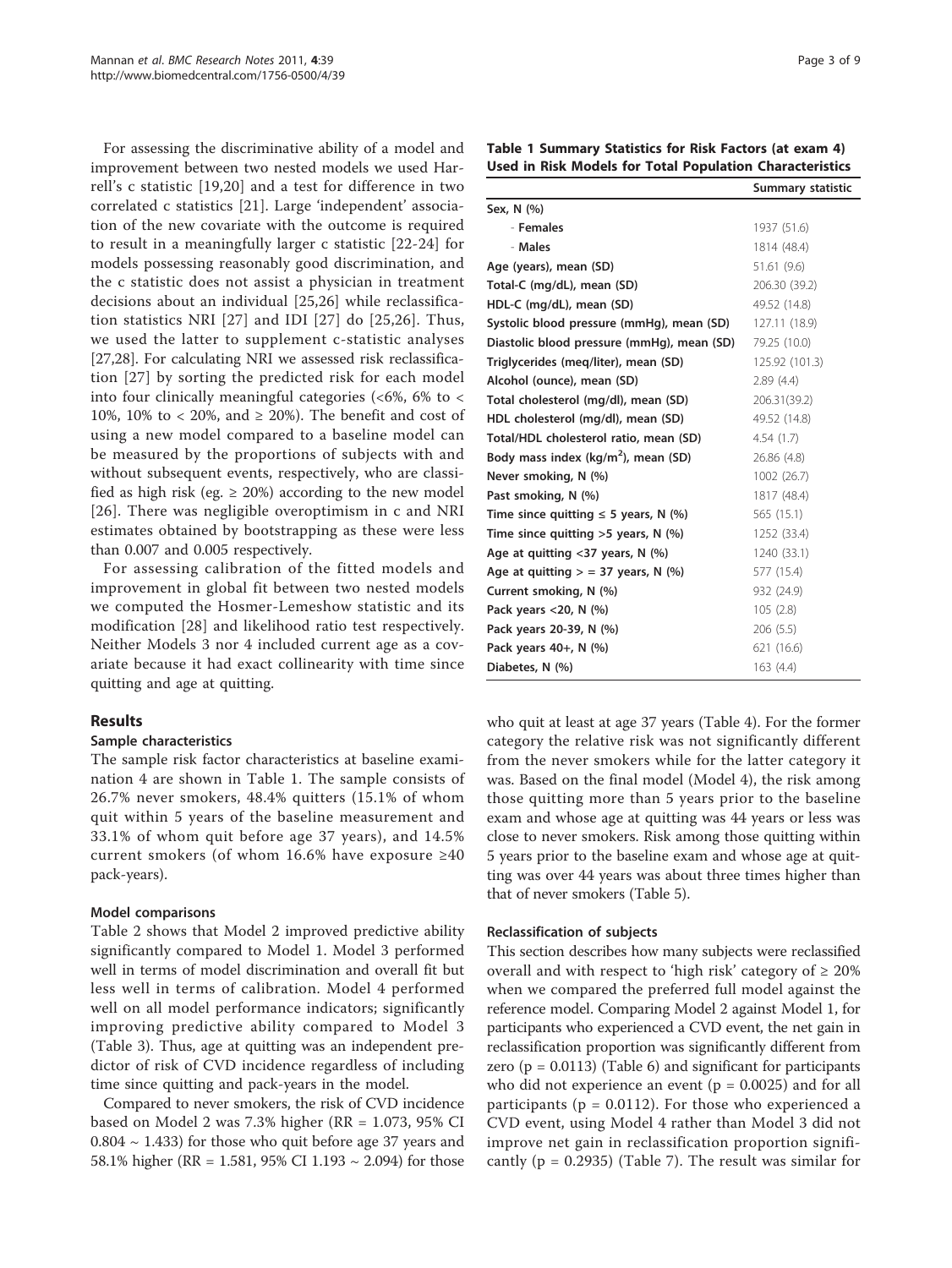For assessing the discriminative ability of a model and improvement between two nested models we used Harrell's c statistic [19,20] and a test for difference in two correlated c statistics [21]. Large 'independent' association of the new covariate with the outcome is required to result in a meaningfully larger c statistic [22-24] for models possessing reasonably good discrimination, and the c statistic does not assist a physician in treatment decisions about an individual [25,26] while reclassification statistics NRI [27] and IDI [27] do [25,26]. Thus, we used the latter to supplement c-statistic analyses [27,28]. For calculating NRI we assessed risk reclassification [27] by sorting the predicted risk for each model into four clinically meaningful categories (<6%, 6% to < 10%, 10% to < 20%, and ≥ 20%). The benefit and cost of using a new model compared to a baseline model can be measured by the proportions of subjects with and without subsequent events, respectively, who are classified as high risk (eg. ≥ 20%) according to the new model [26]. There was negligible overoptimism in c and NRI estimates obtained by bootstrapping as these were less than 0.007 and 0.005 respectively.

For assessing calibration of the fitted models and improvement in global fit between two nested models we computed the Hosmer-Lemeshow statistic and its modification [28] and likelihood ratio test respectively. Neither Models 3 nor 4 included current age as a covariate because it had exact collinearity with time since quitting and age at quitting.

**Table 1 Summary Statistics for Risk Factors (at exam 4) Used in Risk Models for Total Population Characteristics**

| | Summary statistic |
|---|---|
| **Sex, N (%)** | |
| - **Females** | 1937 (51.6) |
| - **Males** | 1814 (48.4) |
| **Age (years), mean (SD)** | 51.61 (9.6) |
| **Total-C (mg/dL), mean (SD)** | 206.30 (39.2) |
| **HDL-C (mg/dL), mean (SD)** | 49.52 (14.8) |
| **Systolic blood pressure (mmHg), mean (SD)** | 127.11 (18.9) |
| **Diastolic blood pressure (mmHg), mean (SD)** | 79.25 (10.0) |
| **Triglycerides (meq/liter), mean (SD)** | 125.92 (101.3) |
| **Alcohol (ounce), mean (SD)** | 2.89 (4.4) |
| **Total cholesterol (mg/dl), mean (SD)** | 206.31(39.2) |
| **HDL cholesterol (mg/dl), mean (SD)** | 49.52 (14.8) |
| **Total/HDL cholesterol ratio, mean (SD)** | 4.54 (1.7) |
| **Body mass index (kg/m$^2$), mean (SD)** | 26.86 (4.8) |
| **Never smoking, N (%)** | 1002 (26.7) |
| **Past smoking, N (%)** | 1817 (48.4) |
| **Time since quitting ≤ 5 years, N (%)** | 565 (15.1) |
| **Time since quitting >5 years, N (%)** | 1252 (33.4) |
| **Age at quitting <37 years, N (%)** | 1240 (33.1) |
| **Age at quitting > = 37 years, N (%)** | 577 (15.4) |
| **Current smoking, N (%)** | 932 (24.9) |
| **Pack years <20, N (%)** | 105 (2.8) |
| **Pack years 20-39, N (%)** | 206 (5.5) |
| **Pack years 40+, N (%)** | 621 (16.6) |
| **Diabetes, N (%)** | 163 (4.4) |

## Results

### Sample characteristics

The sample risk factor characteristics at baseline examination 4 are shown in Table 1. The sample consists of 26.7% never smokers, 48.4% quitters (15.1% of whom quit within 5 years of the baseline measurement and 33.1% of whom quit before age 37 years), and 14.5% current smokers (of whom 16.6% have exposure ≥40 pack-years).

### Model comparisons

Table 2 shows that Model 2 improved predictive ability significantly compared to Model 1. Model 3 performed well in terms of model discrimination and overall fit but less well in terms of calibration. Model 4 performed well on all model performance indicators; significantly improving predictive ability compared to Model 3 (Table 3). Thus, age at quitting was an independent predictor of risk of CVD incidence regardless of including time since quitting and pack-years in the model.

Compared to never smokers, the risk of CVD incidence based on Model 2 was 7.3% higher (RR = 1.073, 95% CI 0.804 ~ 1.433) for those who quit before age 37 years and 58.1% higher (RR = 1.581, 95% CI 1.193 ~ 2.094) for those who quit at least at age 37 years (Table 4). For the former category the relative risk was not significantly different from the never smokers while for the latter category it was. Based on the final model (Model 4), the risk among those quitting more than 5 years prior to the baseline exam and whose age at quitting was 44 years or less was close to never smokers. Risk among those quitting within 5 years prior to the baseline exam and whose age at quitting was over 44 years was about three times higher than that of never smokers (Table 5).

### Reclassification of subjects

This section describes how many subjects were reclassified overall and with respect to 'high risk' category of ≥ 20% when we compared the preferred full model against the reference model. Comparing Model 2 against Model 1, for participants who experienced a CVD event, the net gain in reclassification proportion was significantly different from zero ($p = 0.0113$) (Table 6) and significant for participants who did not experience an event ($p = 0.0025$) and for all participants ($p = 0.0112$). For those who experienced a CVD event, using Model 4 rather than Model 3 did not improve net gain in reclassification proportion significantly ($p = 0.2935$) (Table 7). The result was similar for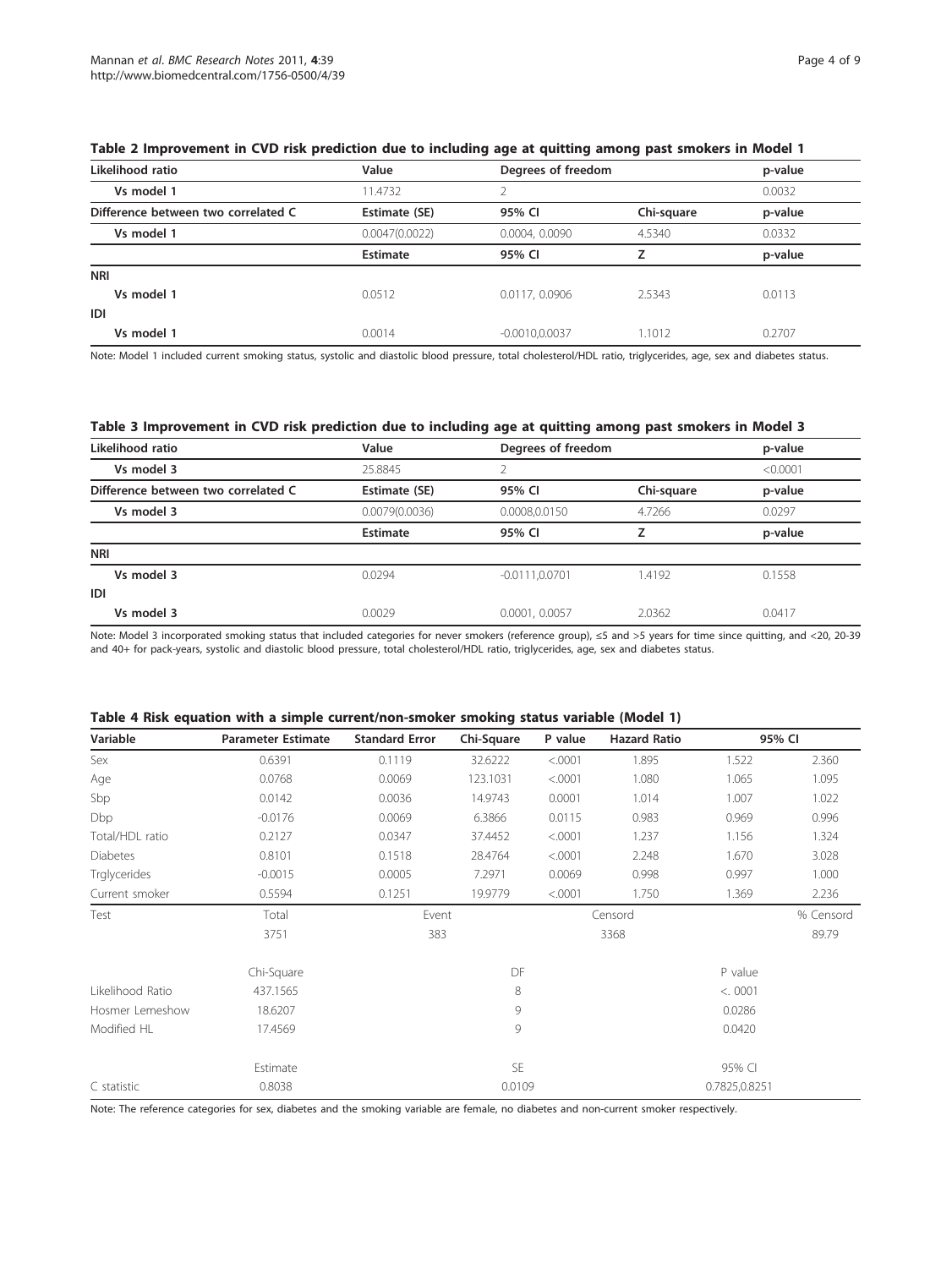**Table 2 Improvement in CVD risk prediction due to including age at quitting among past smokers in Model 1**

| Likelihood ratio | Value | Degrees of freedom | | p-value |
|---|---|---|---|---|
| Vs model 1 | 11.4732 | 2 | | 0.0032 |
| **Difference between two correlated C** | **Estimate (SE)** | **95% CI** | **Chi-square** | **p-value** |
| Vs model 1 | 0.0047(0.0022) | 0.0004, 0.0090 | 4.5340 | 0.0332 |
| | **Estimate** | **95% CI** | **Z** | **p-value** |
| **NRI** | | | | |
| Vs model 1 | 0.0512 | 0.0117, 0.0906 | 2.5343 | 0.0113 |
| **IDI** | | | | |
| Vs model 1 | 0.0014 | -0.0010,0.0037 | 1.1012 | 0.2707 |

Note: Model 1 included current smoking status, systolic and diastolic blood pressure, total cholesterol/HDL ratio, triglycerides, age, sex and diabetes status.

**Table 3 Improvement in CVD risk prediction due to including age at quitting among past smokers in Model 3**

| Likelihood ratio | Value | Degrees of freedom | | p-value |
|---|---|---|---|---|
| Vs model 3 | 25.8845 | 2 | | <0.0001 |
| **Difference between two correlated C** | **Estimate (SE)** | **95% CI** | **Chi-square** | **p-value** |
| Vs model 3 | 0.0079(0.0036) | 0.0008,0.0150 | 4.7266 | 0.0297 |
| | **Estimate** | **95% CI** | **Z** | **p-value** |
| **NRI** | | | | |
| Vs model 3 | 0.0294 | -0.0111,0.0701 | 1.4192 | 0.1558 |
| **IDI** | | | | |
| Vs model 3 | 0.0029 | 0.0001, 0.0057 | 2.0362 | 0.0417 |

Note: Model 3 incorporated smoking status that included categories for never smokers (reference group), ≤5 and >5 years for time since quitting, and <20, 20-39 and 40+ for pack-years, systolic and diastolic blood pressure, total cholesterol/HDL ratio, triglycerides, age, sex and diabetes status.

**Table 4 Risk equation with a simple current/non-smoker smoking status variable (Model 1)**

| Variable | Parameter Estimate | Standard Error | Chi-Square | P value | Hazard Ratio | 95% CI | |
|---|---|---|---|---|---|---|---|
| Sex | 0.6391 | 0.1119 | 32.6222 | <.0001 | 1.895 | 1.522 | 2.360 |
| Age | 0.0768 | 0.0069 | 123.1031 | <.0001 | 1.080 | 1.065 | 1.095 |
| Sbp | 0.0142 | 0.0036 | 14.9743 | 0.0001 | 1.014 | 1.007 | 1.022 |
| Dbp | -0.0176 | 0.0069 | 6.3866 | 0.0115 | 0.983 | 0.969 | 0.996 |
| Total/HDL ratio | 0.2127 | 0.0347 | 37.4452 | <.0001 | 1.237 | 1.156 | 1.324 |
| Diabetes | 0.8101 | 0.1518 | 28.4764 | <.0001 | 2.248 | 1.670 | 3.028 |
| Trglycerides | -0.0015 | 0.0005 | 7.2971 | 0.0069 | 0.998 | 0.997 | 1.000 |
| Current smoker | 0.5594 | 0.1251 | 19.9779 | <.0001 | 1.750 | 1.369 | 2.236 |
| Test | Total | Event | | Censord | | | % Censord |
| | 3751 | 383 | | 3368 | | | 89.79 |
| | Chi-Square | | DF | | | P value | |
| Likelihood Ratio | 437.1565 | | 8 | | | <. 0001 | |
| Hosmer Lemeshow | 18.6207 | | 9 | | | 0.0286 | |
| Modified HL | 17.4569 | | 9 | | | 0.0420 | |
| | Estimate | | SE | | | 95% CI | |
| C statistic | 0.8038 | | 0.0109 | | | 0.7825,0.8251 | |

Note: The reference categories for sex, diabetes and the smoking variable are female, no diabetes and non-current smoker respectively.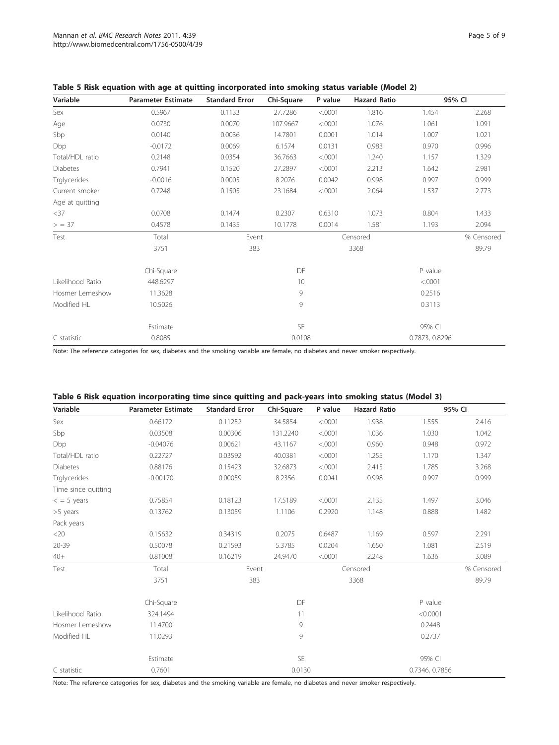**Table 5 Risk equation with age at quitting incorporated into smoking status variable (Model 2)**

| Variable | Parameter Estimate | Standard Error | Chi-Square | P value | Hazard Ratio | 95% CI | |
|---|---|---|---|---|---|---|---|
| Sex | 0.5967 | 0.1133 | 27.7286 | <.0001 | 1.816 | 1.454 | 2.268 |
| Age | 0.0730 | 0.0070 | 107.9667 | <.0001 | 1.076 | 1.061 | 1.091 |
| Sbp | 0.0140 | 0.0036 | 14.7801 | 0.0001 | 1.014 | 1.007 | 1.021 |
| Dbp | -0.0172 | 0.0069 | 6.1574 | 0.0131 | 0.983 | 0.970 | 0.996 |
| Total/HDL ratio | 0.2148 | 0.0354 | 36.7663 | <.0001 | 1.240 | 1.157 | 1.329 |
| Diabetes | 0.7941 | 0.1520 | 27.2897 | <.0001 | 2.213 | 1.642 | 2.981 |
| Trglycerides | -0.0016 | 0.0005 | 8.2076 | 0.0042 | 0.998 | 0.997 | 0.999 |
| Current smoker | 0.7248 | 0.1505 | 23.1684 | <.0001 | 2.064 | 1.537 | 2.773 |
| Age at quitting | | | | | | | |
| <37 | 0.0708 | 0.1474 | 0.2307 | 0.6310 | 1.073 | 0.804 | 1.433 |
| > = 37 | 0.4578 | 0.1435 | 10.1778 | 0.0014 | 1.581 | 1.193 | 2.094 |
| Test | Total | Event | | Censored | | | % Censored |
| | 3751 | 383 | | 3368 | | | 89.79 |
| | Chi-Square | | DF | | | P value | |
| Likelihood Ratio | 448.6297 | | 10 | | | <.0001 | |
| Hosmer Lemeshow | 11.3628 | | 9 | | | 0.2516 | |
| Modified HL | 10.5026 | | 9 | | | 0.3113 | |
| | Estimate | | SE | | | 95% CI | |
| C statistic | 0.8085 | | 0.0108 | | | 0.7873, 0.8296 | |

Note: The reference categories for sex, diabetes and the smoking variable are female, no diabetes and never smoker respectively.

**Table 6 Risk equation incorporating time since quitting and pack-years into smoking status (Model 3)**

| Variable | Parameter Estimate | Standard Error | Chi-Square | P value | Hazard Ratio | 95% CI | |
|---|---|---|---|---|---|---|---|
| Sex | 0.66172 | 0.11252 | 34.5854 | <.0001 | 1.938 | 1.555 | 2.416 |
| Sbp | 0.03508 | 0.00306 | 131.2240 | <.0001 | 1.036 | 1.030 | 1.042 |
| Dbp | -0.04076 | 0.00621 | 43.1167 | <.0001 | 0.960 | 0.948 | 0.972 |
| Total/HDL ratio | 0.22727 | 0.03592 | 40.0381 | <.0001 | 1.255 | 1.170 | 1.347 |
| Diabetes | 0.88176 | 0.15423 | 32.6873 | <.0001 | 2.415 | 1.785 | 3.268 |
| Trglycerides | -0.00170 | 0.00059 | 8.2356 | 0.0041 | 0.998 | 0.997 | 0.999 |
| Time since quitting | | | | | | | |
| < = 5 years | 0.75854 | 0.18123 | 17.5189 | <.0001 | 2.135 | 1.497 | 3.046 |
| >5 years | 0.13762 | 0.13059 | 1.1106 | 0.2920 | 1.148 | 0.888 | 1.482 |
| Pack years | | | | | | | |
| <20 | 0.15632 | 0.34319 | 0.2075 | 0.6487 | 1.169 | 0.597 | 2.291 |
| 20-39 | 0.50078 | 0.21593 | 5.3785 | 0.0204 | 1.650 | 1.081 | 2.519 |
| 40+ | 0.81008 | 0.16219 | 24.9470 | <.0001 | 2.248 | 1.636 | 3.089 |
| Test | Total | Event | | Censored | | | % Censored |
| | 3751 | 383 | | 3368 | | | 89.79 |
| | Chi-Square | | DF | | | P value | |
| Likelihood Ratio | 324.1494 | | 11 | | | <0.0001 | |
| Hosmer Lemeshow | 11.4700 | | 9 | | | 0.2448 | |
| Modified HL | 11.0293 | | 9 | | | 0.2737 | |
| | Estimate | | SE | | | 95% CI | |
| C statistic | 0.7601 | | 0.0130 | | | 0.7346, 0.7856 | |

Note: The reference categories for sex, diabetes and the smoking variable are female, no diabetes and never smoker respectively.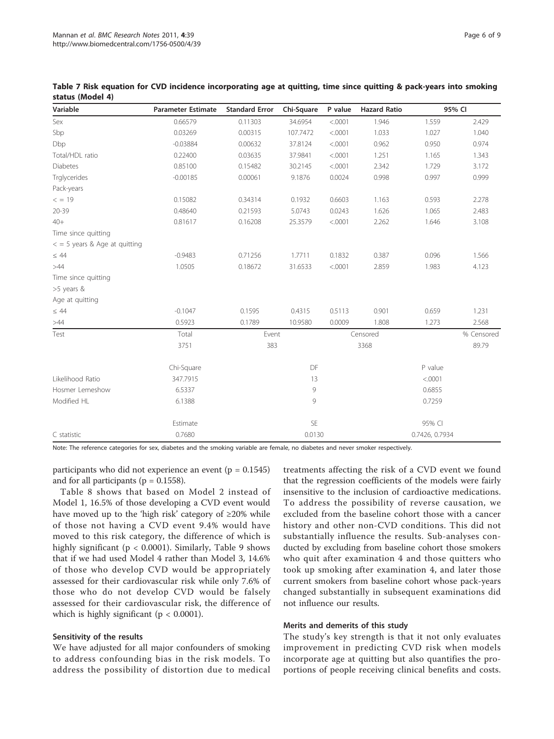**Table 7 Risk equation for CVD incidence incorporating age at quitting, time since quitting & pack-years into smoking status (Model 4)**

| Variable | Parameter Estimate | Standard Error | Chi-Square | P value | Hazard Ratio | 95% CI | |
|---|---|---|---|---|---|---|---|
| Sex | 0.66579 | 0.11303 | 34.6954 | <.0001 | 1.946 | 1.559 | 2.429 |
| Sbp | 0.03269 | 0.00315 | 107.7472 | <.0001 | 1.033 | 1.027 | 1.040 |
| Dbp | -0.03884 | 0.00632 | 37.8124 | <.0001 | 0.962 | 0.950 | 0.974 |
| Total/HDL ratio | 0.22400 | 0.03635 | 37.9841 | <.0001 | 1.251 | 1.165 | 1.343 |
| Diabetes | 0.85100 | 0.15482 | 30.2145 | <.0001 | 2.342 | 1.729 | 3.172 |
| Trglycerides | -0.00185 | 0.00061 | 9.1876 | 0.0024 | 0.998 | 0.997 | 0.999 |
| Pack-years | | | | | | | |
| < = 19 | 0.15082 | 0.34314 | 0.1932 | 0.6603 | 1.163 | 0.593 | 2.278 |
| 20-39 | 0.48640 | 0.21593 | 5.0743 | 0.0243 | 1.626 | 1.065 | 2.483 |
| 40+ | 0.81617 | 0.16208 | 25.3579 | <.0001 | 2.262 | 1.646 | 3.108 |
| Time since quitting | | | | | | | |
| < = 5 years & Age at quitting | | | | | | | |
| ≤ 44 | -0.9483 | 0.71256 | 1.7711 | 0.1832 | 0.387 | 0.096 | 1.566 |
| >44 | 1.0505 | 0.18672 | 31.6533 | <.0001 | 2.859 | 1.983 | 4.123 |
| Time since quitting | | | | | | | |
| >5 years & | | | | | | | |
| Age at quitting | | | | | | | |
| ≤ 44 | -0.1047 | 0.1595 | 0.4315 | 0.5113 | 0.901 | 0.659 | 1.231 |
| >44 | 0.5923 | 0.1789 | 10.9580 | 0.0009 | 1.808 | 1.273 | 2.568 |
| Test | Total | Event | | Censored | | | % Censored |
| | 3751 | 383 | | 3368 | | | 89.79 |
| | Chi-Square | DF | | | | P value | |
| Likelihood Ratio | 347.7915 | 13 | | | | <.0001 | |
| Hosmer Lemeshow | 6.5337 | 9 | | | | 0.6855 | |
| Modified HL | 6.1388 | 9 | | | | 0.7259 | |
| | Estimate | SE | | | | 95% CI | |
| C statistic | 0.7680 | 0.0130 | | | | 0.7426, 0.7934 | |

Note: The reference categories for sex, diabetes and the smoking variable are female, no diabetes and never smoker respectively.

participants who did not experience an event ($p = 0.1545$) and for all participants ($p = 0.1558$).

Table 8 shows that based on Model 2 instead of Model 1, 16.5% of those developing a CVD event would have moved up to the 'high risk' category of ≥20% while of those not having a CVD event 9.4% would have moved to this risk category, the difference of which is highly significant ($p < 0.0001$). Similarly, Table 9 shows that if we had used Model 4 rather than Model 3, 14.6% of those who develop CVD would be appropriately assessed for their cardiovascular risk while only 7.6% of those who do not develop CVD would be falsely assessed for their cardiovascular risk, the difference of which is highly significant ($p < 0.0001$).

### Sensitivity of the results

We have adjusted for all major confounders of smoking to address confounding bias in the risk models. To address the possibility of distortion due to medical treatments affecting the risk of a CVD event we found that the regression coefficients of the models were fairly insensitive to the inclusion of cardioactive medications. To address the possibility of reverse causation, we excluded from the baseline cohort those with a cancer history and other non-CVD conditions. This did not substantially influence the results. Sub-analyses conducted by excluding from baseline cohort those smokers who quit after examination 4 and those quitters who took up smoking after examination 4, and later those current smokers from baseline cohort whose pack-years changed substantially in subsequent examinations did not influence our results.

### Merits and demerits of this study

The study's key strength is that it not only evaluates improvement in predicting CVD risk when models incorporate age at quitting but also quantifies the proportions of people receiving clinical benefits and costs.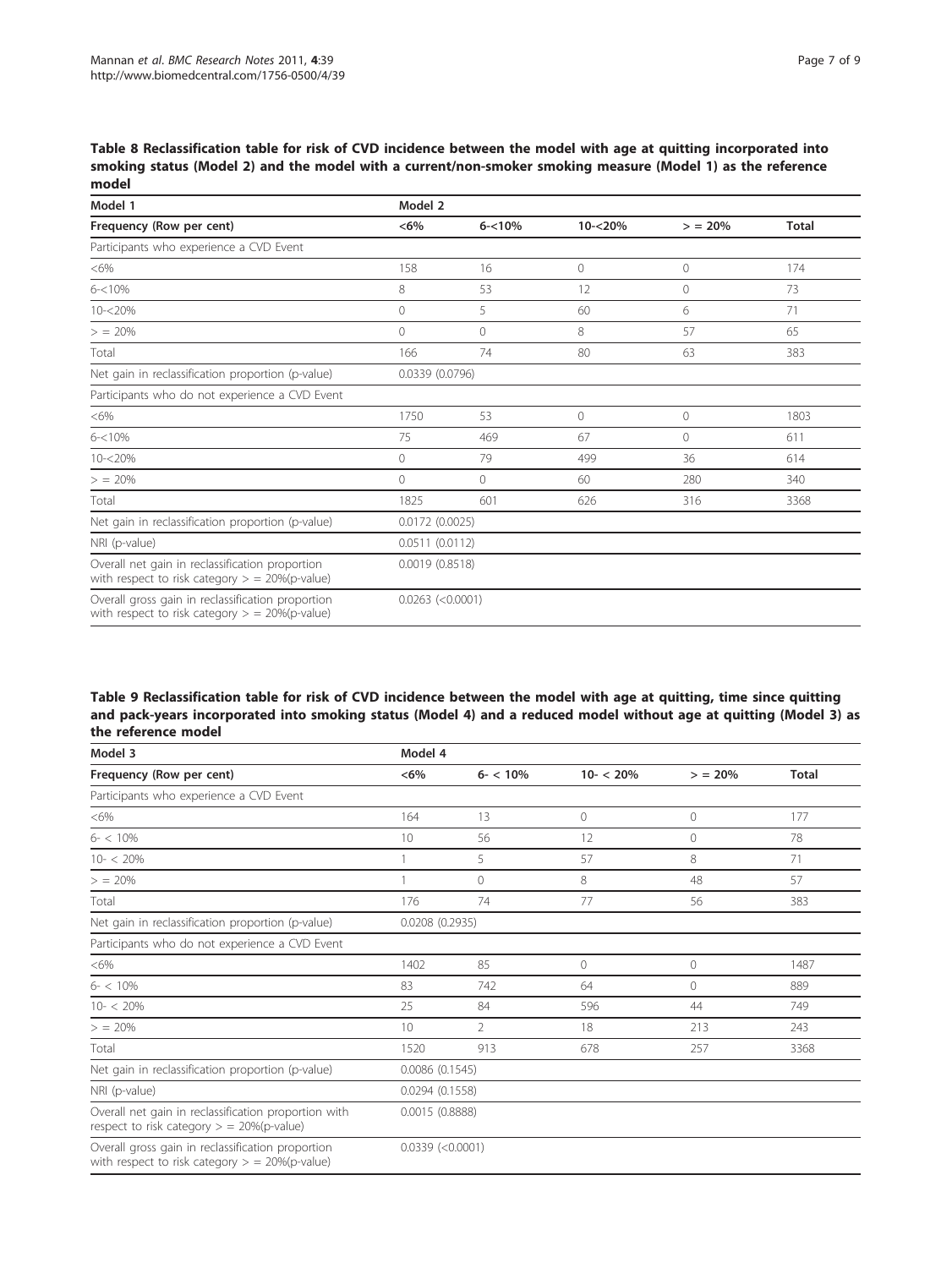**Table 8 Reclassification table for risk of CVD incidence between the model with age at quitting incorporated into smoking status (Model 2) and the model with a current/non-smoker smoking measure (Model 1) as the reference model**

| Model 1 | Model 2 | | | | |
|---|---|---|---|---|---|
| Frequency (Row per cent) | <6% | 6-<10% | 10-<20% | > = 20% | Total |
| Participants who experience a CVD Event | | | | | |
| <6% | 158 | 16 | 0 | 0 | 174 |
| 6-<10% | 8 | 53 | 12 | 0 | 73 |
| 10-<20% | 0 | 5 | 60 | 6 | 71 |
| > = 20% | 0 | 0 | 8 | 57 | 65 |
| Total | 166 | 74 | 80 | 63 | 383 |
| Net gain in reclassification proportion (p-value) | 0.0339 (0.0796) | | | | |
| Participants who do not experience a CVD Event | | | | | |
| <6% | 1750 | 53 | 0 | 0 | 1803 |
| 6-<10% | 75 | 469 | 67 | 0 | 611 |
| 10-<20% | 0 | 79 | 499 | 36 | 614 |
| > = 20% | 0 | 0 | 60 | 280 | 340 |
| Total | 1825 | 601 | 626 | 316 | 3368 |
| Net gain in reclassification proportion (p-value) | 0.0172 (0.0025) | | | | |
| NRI (p-value) | 0.0511 (0.0112) | | | | |
| Overall net gain in reclassification proportion with respect to risk category > = 20%(p-value) | 0.0019 (0.8518) | | | | |
| Overall gross gain in reclassification proportion with respect to risk category > = 20%(p-value) | 0.0263 (<0.0001) | | | | |

**Table 9 Reclassification table for risk of CVD incidence between the model with age at quitting, time since quitting and pack-years incorporated into smoking status (Model 4) and a reduced model without age at quitting (Model 3) as the reference model**

| Model 3 | Model 4 | | | | |
|---|---|---|---|---|---|
| Frequency (Row per cent) | <6% | 6- < 10% | 10- < 20% | > = 20% | Total |
| Participants who experience a CVD Event | | | | | |
| <6% | 164 | 13 | 0 | 0 | 177 |
| 6- < 10% | 10 | 56 | 12 | 0 | 78 |
| 10- < 20% | 1 | 5 | 57 | 8 | 71 |
| > = 20% | 1 | 0 | 8 | 48 | 57 |
| Total | 176 | 74 | 77 | 56 | 383 |
| Net gain in reclassification proportion (p-value) | 0.0208 (0.2935) | | | | |
| Participants who do not experience a CVD Event | | | | | |
| <6% | 1402 | 85 | 0 | 0 | 1487 |
| 6- < 10% | 83 | 742 | 64 | 0 | 889 |
| 10- < 20% | 25 | 84 | 596 | 44 | 749 |
| > = 20% | 10 | 2 | 18 | 213 | 243 |
| Total | 1520 | 913 | 678 | 257 | 3368 |
| Net gain in reclassification proportion (p-value) | 0.0086 (0.1545) | | | | |
| NRI (p-value) | 0.0294 (0.1558) | | | | |
| Overall net gain in reclassification proportion with respect to risk category > = 20%(p-value) | 0.0015 (0.8888) | | | | |
| Overall gross gain in reclassification proportion with respect to risk category > = 20%(p-value) | 0.0339 (<0.0001) | | | | |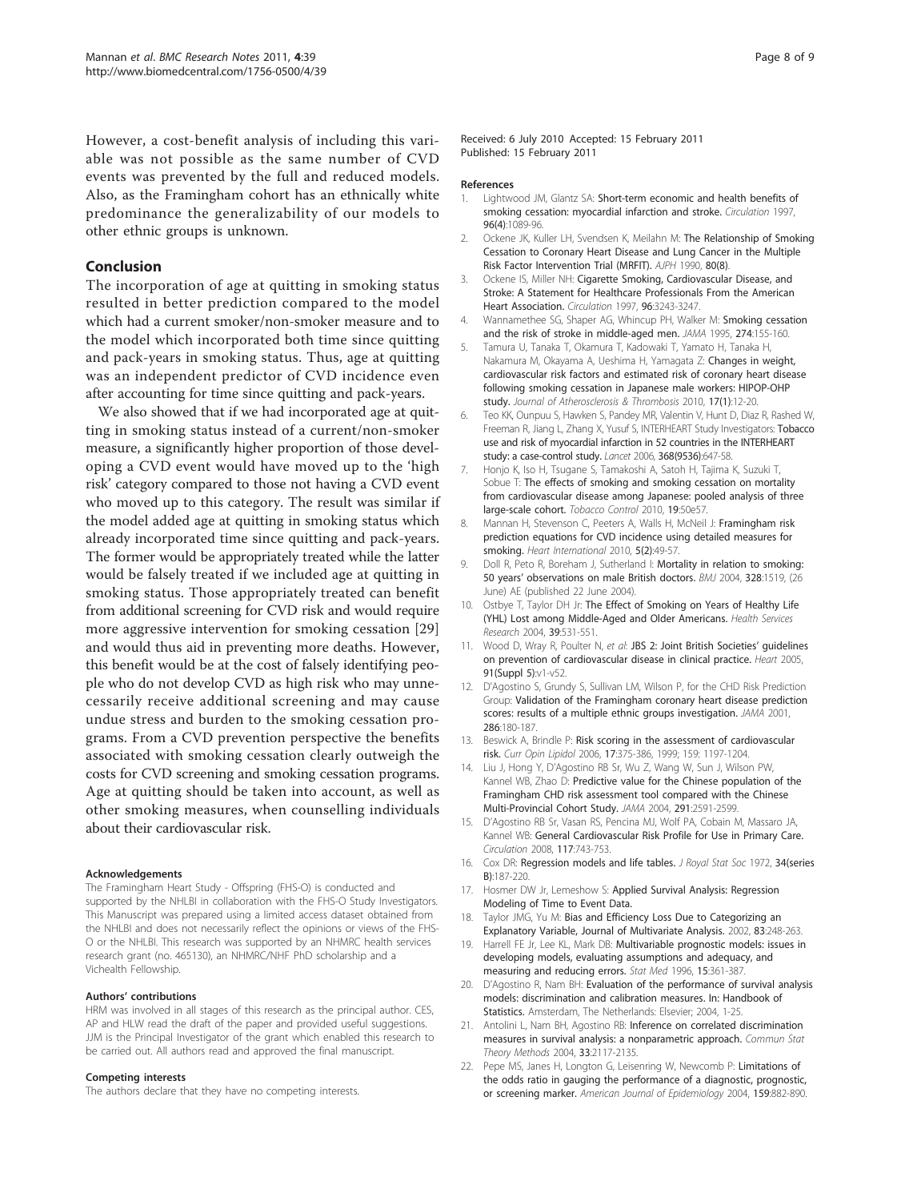However, a cost-benefit analysis of including this variable was not possible as the same number of CVD events was prevented by the full and reduced models. Also, as the Framingham cohort has an ethnically white predominance the generalizability of our models to other ethnic groups is unknown.

## Conclusion

The incorporation of age at quitting in smoking status resulted in better prediction compared to the model which had a current smoker/non-smoker measure and to the model which incorporated both time since quitting and pack-years in smoking status. Thus, age at quitting was an independent predictor of CVD incidence even after accounting for time since quitting and pack-years.

We also showed that if we had incorporated age at quitting in smoking status instead of a current/non-smoker measure, a significantly higher proportion of those developing a CVD event would have moved up to the 'high risk' category compared to those not having a CVD event who moved up to this category. The result was similar if the model added age at quitting in smoking status which already incorporated time since quitting and pack-years. The former would be appropriately treated while the latter would be falsely treated if we included age at quitting in smoking status. Those appropriately treated can benefit from additional screening for CVD risk and would require more aggressive intervention for smoking cessation [29] and would thus aid in preventing more deaths. However, this benefit would be at the cost of falsely identifying people who do not develop CVD as high risk who may unnecessarily receive additional screening and may cause undue stress and burden to the smoking cessation programs. From a CVD prevention perspective the benefits associated with smoking cessation clearly outweigh the costs for CVD screening and smoking cessation programs. Age at quitting should be taken into account, as well as other smoking measures, when counselling individuals about their cardiovascular risk.

#### Acknowledgements

The Framingham Heart Study - Offspring (FHS-O) is conducted and supported by the NHLBI in collaboration with the FHS-O Study Investigators. This Manuscript was prepared using a limited access dataset obtained from the NHLBI and does not necessarily reflect the opinions or views of the FHS-O or the NHLBI. This research was supported by an NHMRC health services research grant (no. 465130), an NHMRC/NHF PhD scholarship and a Vichealth Fellowship.

#### Authors' contributions

HRM was involved in all stages of this research as the principal author. CES, AP and HLW read the draft of the paper and provided useful suggestions. JJM is the Principal Investigator of the grant which enabled this research to be carried out. All authors read and approved the final manuscript.

#### Competing interests

The authors declare that they have no competing interests.

Received: 6 July 2010 Accepted: 15 February 2011
Published: 15 February 2011

#### References

1. Lightwood JM, Glantz SA: **Short-term economic and health benefits of smoking cessation: myocardial infarction and stroke.** *Circulation* 1997, **96(4)**:1089-96.
2. Ockene JK, Kuller LH, Svendsen K, Meilahn M: **The Relationship of Smoking Cessation to Coronary Heart Disease and Lung Cancer in the Multiple Risk Factor Intervention Trial (MRFIT).** *AJPH* 1990, **80(8)**.
3. Ockene IS, Miller NH: **Cigarette Smoking, Cardiovascular Disease, and Stroke: A Statement for Healthcare Professionals From the American Heart Association.** *Circulation* 1997, **96**:3243-3247.
4. Wannamethee SG, Shaper AG, Whincup PH, Walker M: **Smoking cessation and the risk of stroke in middle-aged men.** *JAMA* 1995, **274**:155-160.
5. Tamura U, Tanaka T, Okamura T, Kadowaki T, Yamato H, Tanaka H, Nakamura M, Okayama A, Ueshima H, Yamagata Z: **Changes in weight, cardiovascular risk factors and estimated risk of coronary heart disease following smoking cessation in Japanese male workers: HIPOP-OHP study.** *Journal of Atherosclerosis & Thrombosis* 2010, **17(1)**:12-20.
6. Teo KK, Ounpuu S, Hawken S, Pandey MR, Valentin V, Hunt D, Diaz R, Rashed W, Freeman R, Jiang L, Zhang X, Yusuf S, INTERHEART Study Investigators: **Tobacco use and risk of myocardial infarction in 52 countries in the INTERHEART study: a case-control study.** *Lancet* 2006, **368(9536)**:647-58.
7. Honjo K, Iso H, Tsugane S, Tamakoshi A, Satoh H, Tajima K, Suzuki T, Sobue T: **The effects of smoking and smoking cessation on mortality from cardiovascular disease among Japanese: pooled analysis of three large-scale cohort.** *Tobacco Control* 2010, **19**:50e57.
8. Mannan H, Stevenson C, Peeters A, Walls H, McNeil J: **Framingham risk prediction equations for CVD incidence using detailed measures for smoking.** *Heart International* 2010, **5(2)**:49-57.
9. Doll R, Peto R, Boreham J, Sutherland I: **Mortality in relation to smoking: 50 years' observations on male British doctors.** *BMJ* 2004, **328**:1519, (26 June) AE (published 22 June 2004).
10. Ostbye T, Taylor DH Jr: **The Effect of Smoking on Years of Healthy Life (YHL) Lost among Middle-Aged and Older Americans.** *Health Services Research* 2004, **39**:531-551.
11. Wood D, Wray R, Poulter N, *et al*: **JBS 2: Joint British Societies' guidelines on prevention of cardiovascular disease in clinical practice.** *Heart* 2005, **91(Suppl 5)**:v1-v52.
12. D'Agostino S, Grundy S, Sullivan LM, Wilson P, for the CHD Risk Prediction Group: **Validation of the Framingham coronary heart disease prediction scores: results of a multiple ethnic groups investigation.** *JAMA* 2001, **286**:180-187.
13. Beswick A, Brindle P: **Risk scoring in the assessment of cardiovascular risk.** *Curr Opin Lipidol* 2006, **17**:375-386, 1999; 159: 1197-1204.
14. Liu J, Hong Y, D'Agostino RB Sr, Wu Z, Wang W, Sun J, Wilson PW, Kannel WB, Zhao D: **Predictive value for the Chinese population of the Framingham CHD risk assessment tool compared with the Chinese Multi-Provincial Cohort Study.** *JAMA* 2004, **291**:2591-2599.
15. D'Agostino RB Sr, Vasan RS, Pencina MJ, Wolf PA, Cobain M, Massaro JA, Kannel WB: **General Cardiovascular Risk Profile for Use in Primary Care.** *Circulation* 2008, **117**:743-753.
16. Cox DR: **Regression models and life tables.** *J Royal Stat Soc* 1972, **34(series B)**:187-220.
17. Hosmer DW Jr, Lemeshow S: **Applied Survival Analysis: Regression Modeling of Time to Event Data.**
18. Taylor JMG, Yu M: **Bias and Efficiency Loss Due to Categorizing an Explanatory Variable, Journal of Multivariate Analysis.** 2002, **83**:248-263.
19. Harrell FE Jr, Lee KL, Mark DB: **Multivariable prognostic models: issues in developing models, evaluating assumptions and adequacy, and measuring and reducing errors.** *Stat Med* 1996, **15**:361-387.
20. D'Agostino R, Nam BH: **Evaluation of the performance of survival analysis models: discrimination and calibration measures. In: Handbook of Statistics.** Amsterdam, The Netherlands: Elsevier; 2004, 1-25.
21. Antolini L, Nam BH, Agostino RB: **Inference on correlated discrimination measures in survival analysis: a nonparametric approach.** *Commun Stat Theory Methods* 2004, **33**:2117-2135.
22. Pepe MS, Janes H, Longton G, Leisenring W, Newcomb P: **Limitations of the odds ratio in gauging the performance of a diagnostic, prognostic, or screening marker.** *American Journal of Epidemiology* 2004, **159**:882-890.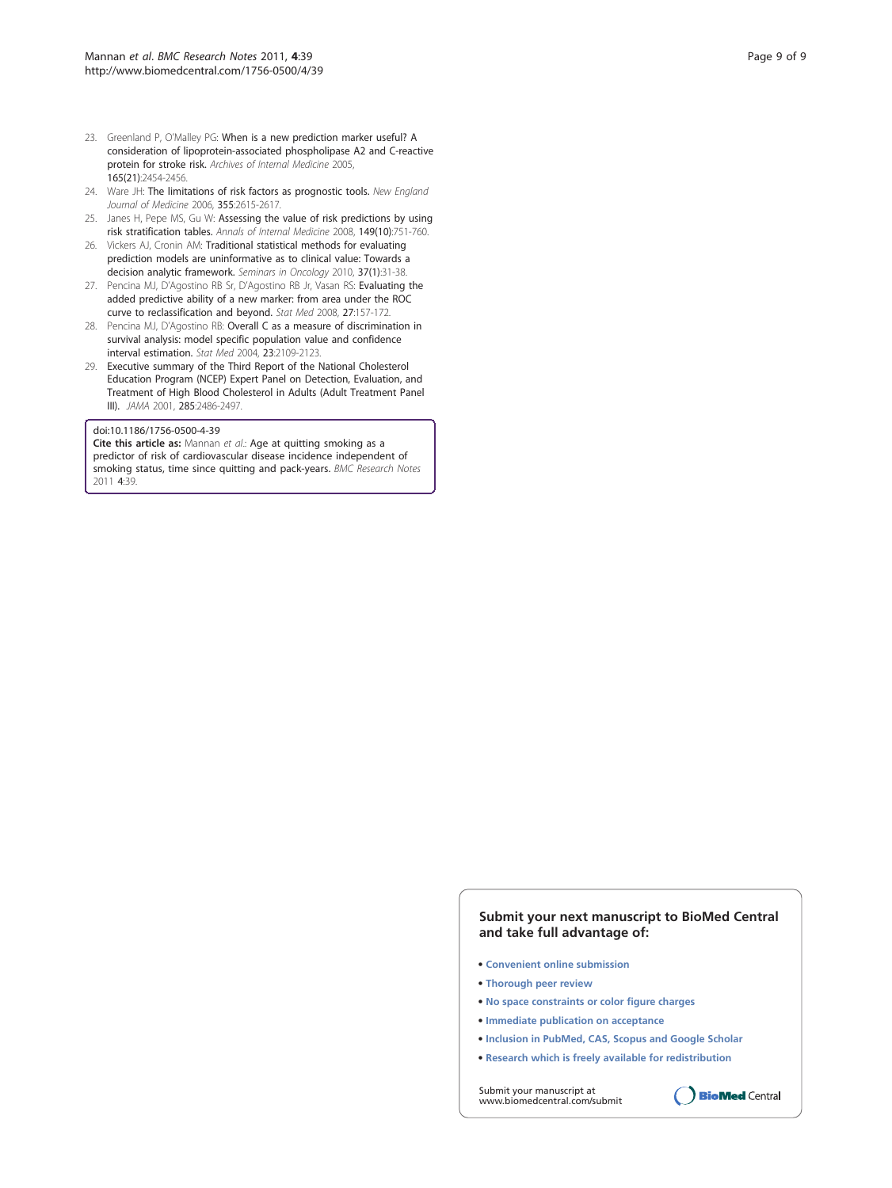23. Greenland P, O'Malley PG: **When is a new prediction marker useful? A consideration of lipoprotein-associated phospholipase A2 and C-reactive protein for stroke risk.** *Archives of Internal Medicine* 2005, **165(21)**:2454-2456.
24. Ware JH: **The limitations of risk factors as prognostic tools.** *New England Journal of Medicine* 2006, **355**:2615-2617.
25. Janes H, Pepe MS, Gu W: **Assessing the value of risk predictions by using risk stratification tables.** *Annals of Internal Medicine* 2008, **149(10)**:751-760.
26. Vickers AJ, Cronin AM: **Traditional statistical methods for evaluating prediction models are uninformative as to clinical value: Towards a decision analytic framework.** *Seminars in Oncology* 2010, **37(1)**:31-38.
27. Pencina MJ, D'Agostino RB Sr, D'Agostino RB Jr, Vasan RS: **Evaluating the added predictive ability of a new marker: from area under the ROC curve to reclassification and beyond.** *Stat Med* 2008, **27**:157-172.
28. Pencina MJ, D'Agostino RB: **Overall C as a measure of discrimination in survival analysis: model specific population value and confidence interval estimation.** *Stat Med* 2004, **23**:2109-2123.
29. **Executive summary of the Third Report of the National Cholesterol Education Program (NCEP) Expert Panel on Detection, Evaluation, and Treatment of High Blood Cholesterol in Adults (Adult Treatment Panel III).** *JAMA* 2001, **285**:2486-2497.

doi:10.1186/1756-0500-4-39

**Cite this article as:** Mannan *et al.*: Age at quitting smoking as a predictor of risk of cardiovascular disease incidence independent of smoking status, time since quitting and pack-years. *BMC Research Notes* 2011 **4**:39.

**Submit your next manuscript to BioMed Central and take full advantage of:**

- **Convenient online submission**
- **Thorough peer review**
- **No space constraints or color figure charges**
- **Immediate publication on acceptance**
- **Inclusion in PubMed, CAS, Scopus and Google Scholar**
- **Research which is freely available for redistribution**

Submit your manuscript at
www.biomedcentral.com/submit

BioMed Central